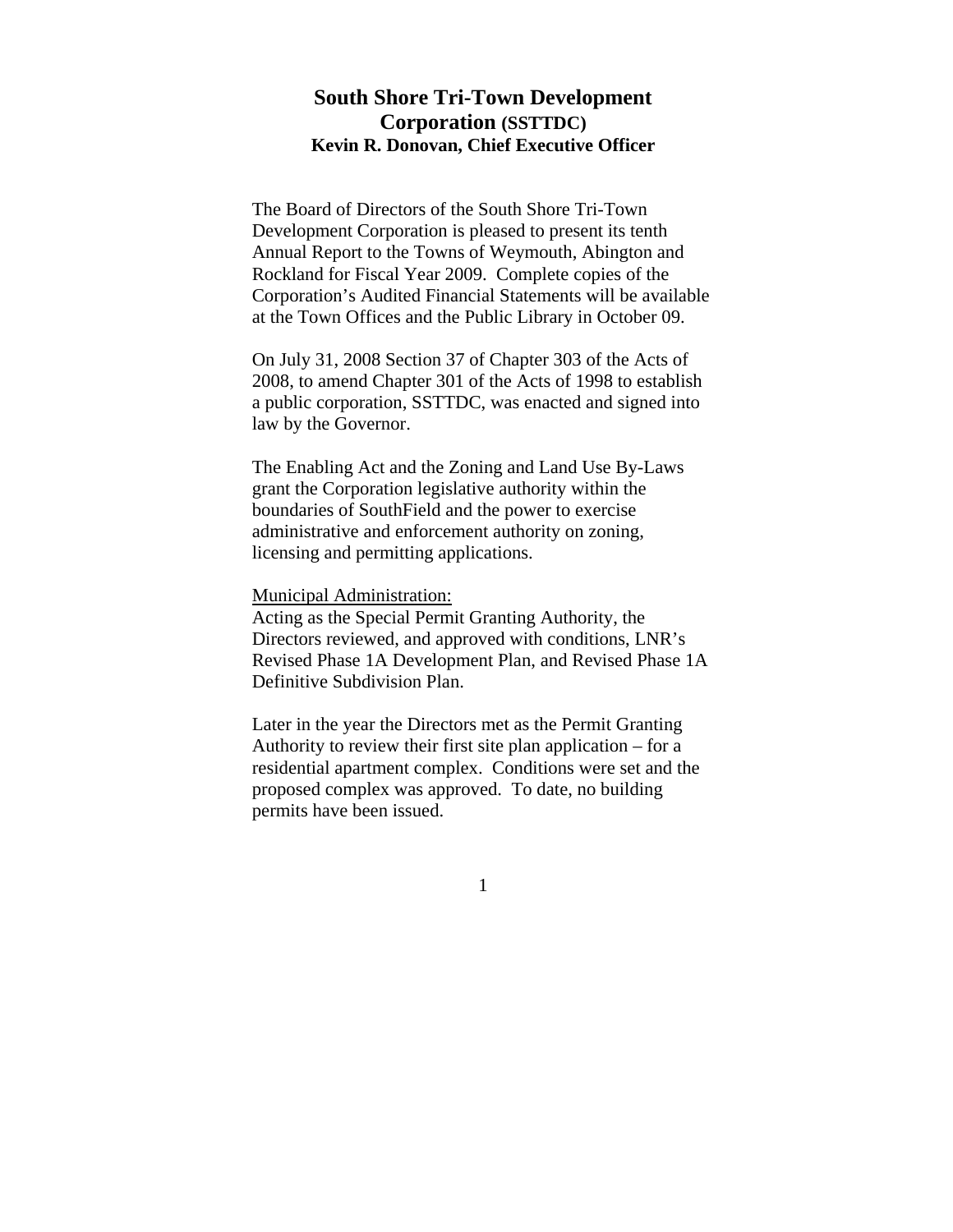# South Shore Tri-Town Development Corporation (SSTTDC)

**Kevin R. Donovan, Chief Executive Officer**

The Board of Directors of the South Shore Tri-Town Development Corporation is pleased to present its tenth Annual Report to the Towns of Weymouth, Abington and Rockland for Fiscal Year 2009. Complete copies of the Corporation's Audited Financial Statements will be available at the Town Offices and the Public Library in October 09.

On July 31, 2008 Section 37 of Chapter 303 of the Acts of 2008, to amend Chapter 301 of the Acts of 1998 to establish a public corporation, SSTTDC, was enacted and signed into law by the Governor.

The Enabling Act and the Zoning and Land Use By-Laws grant the Corporation legislative authority within the boundaries of SouthField and the power to exercise administrative and enforcement authority on zoning, licensing and permitting applications.

Municipal Administration:

Acting as the Special Permit Granting Authority, the Directors reviewed, and approved with conditions, LNR's Revised Phase 1A Development Plan, and Revised Phase 1A Definitive Subdivision Plan.

Later in the year the Directors met as the Permit Granting Authority to review their first site plan application – for a residential apartment complex. Conditions were set and the proposed complex was approved. To date, no building permits have been issued.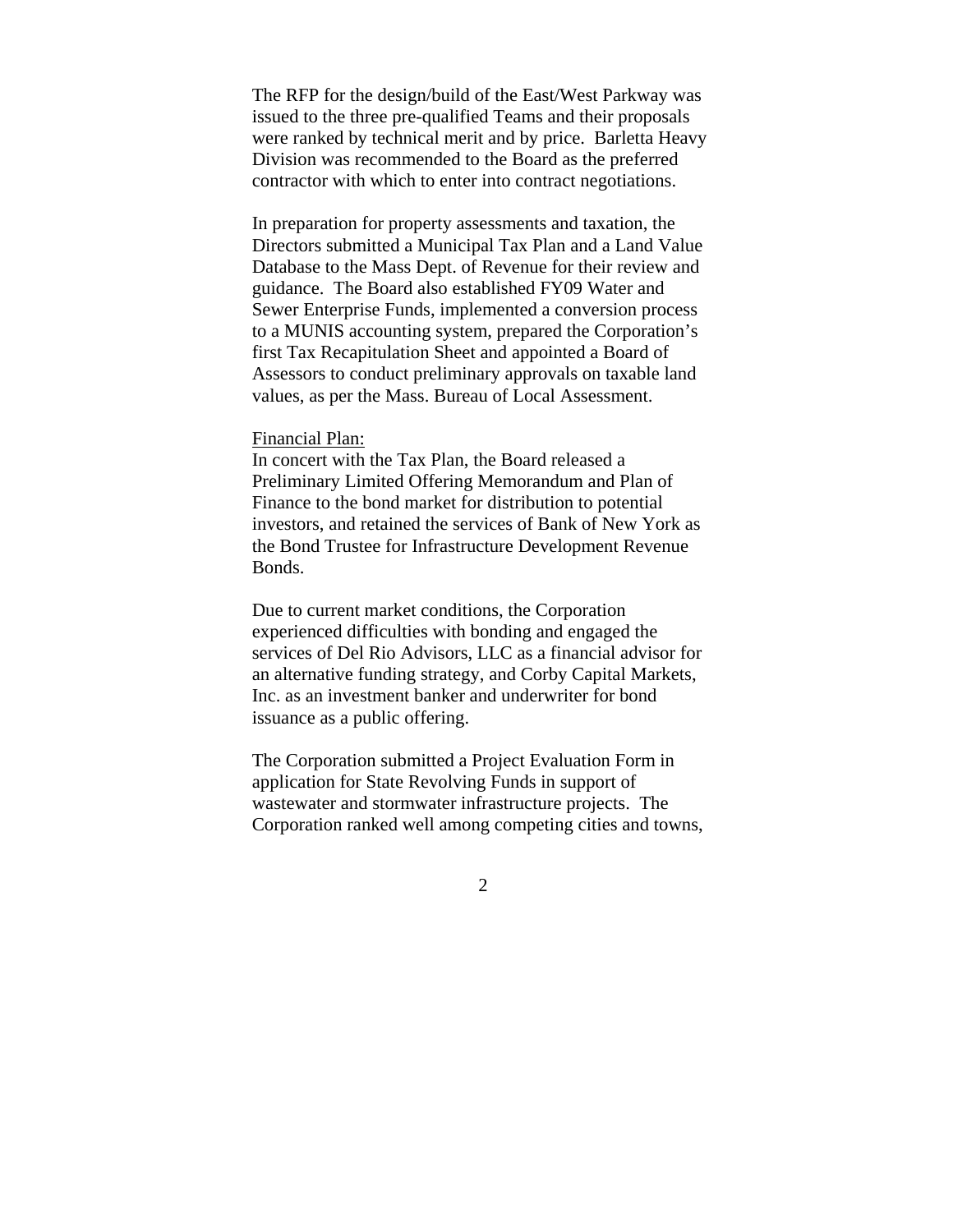The RFP for the design/build of the East/West Parkway was issued to the three pre-qualified Teams and their proposals were ranked by technical merit and by price. Barletta Heavy Division was recommended to the Board as the preferred contractor with which to enter into contract negotiations.

In preparation for property assessments and taxation, the Directors submitted a Municipal Tax Plan and a Land Value Database to the Mass Dept. of Revenue for their review and guidance. The Board also established FY09 Water and Sewer Enterprise Funds, implemented a conversion process to a MUNIS accounting system, prepared the Corporation's first Tax Recapitulation Sheet and appointed a Board of Assessors to conduct preliminary approvals on taxable land values, as per the Mass. Bureau of Local Assessment.

<u>Financial Plan:</u>
In concert with the Tax Plan, the Board released a Preliminary Limited Offering Memorandum and Plan of Finance to the bond market for distribution to potential investors, and retained the services of Bank of New York as the Bond Trustee for Infrastructure Development Revenue Bonds.

Due to current market conditions, the Corporation experienced difficulties with bonding and engaged the services of Del Rio Advisors, LLC as a financial advisor for an alternative funding strategy, and Corby Capital Markets, Inc. as an investment banker and underwriter for bond issuance as a public offering.

The Corporation submitted a Project Evaluation Form in application for State Revolving Funds in support of wastewater and stormwater infrastructure projects. The Corporation ranked well among competing cities and towns,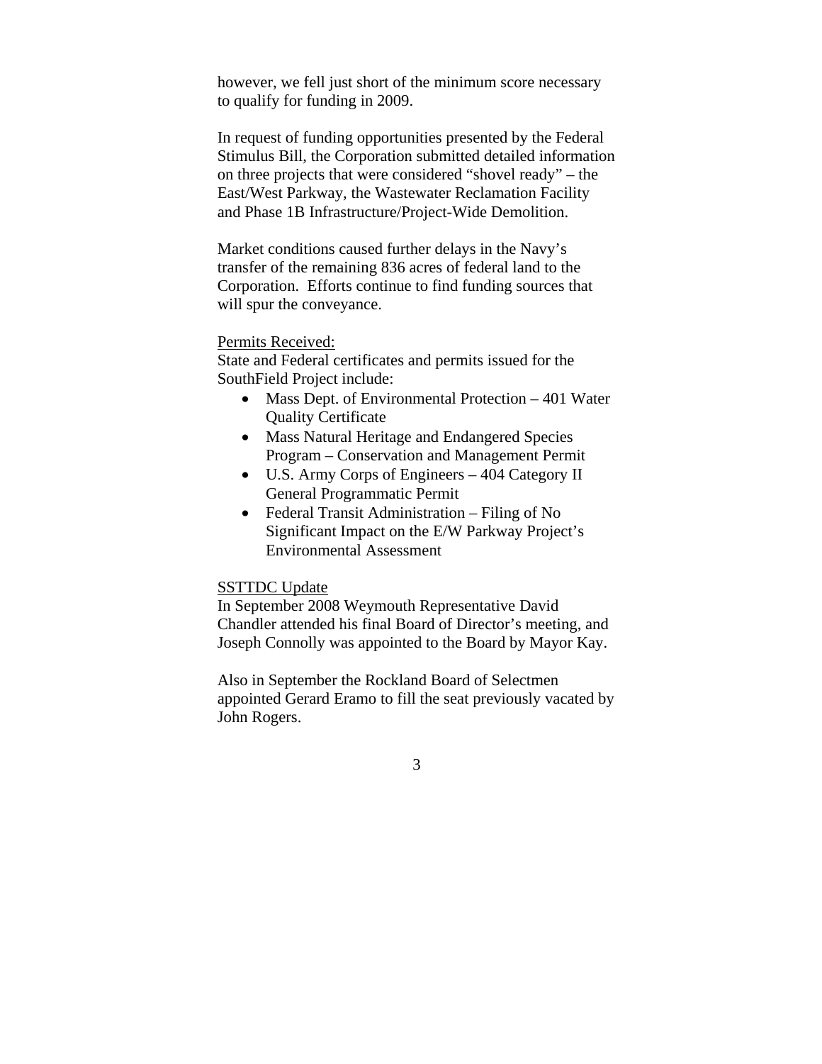however, we fell just short of the minimum score necessary to qualify for funding in 2009.

In request of funding opportunities presented by the Federal Stimulus Bill, the Corporation submitted detailed information on three projects that were considered "shovel ready" – the East/West Parkway, the Wastewater Reclamation Facility and Phase 1B Infrastructure/Project-Wide Demolition.

Market conditions caused further delays in the Navy's transfer of the remaining 836 acres of federal land to the Corporation. Efforts continue to find funding sources that will spur the conveyance.

Permits Received:

State and Federal certificates and permits issued for the SouthField Project include:

- Mass Dept. of Environmental Protection – 401 Water Quality Certificate
- Mass Natural Heritage and Endangered Species Program – Conservation and Management Permit
- U.S. Army Corps of Engineers – 404 Category II General Programmatic Permit
- Federal Transit Administration – Filing of No Significant Impact on the E/W Parkway Project's Environmental Assessment

SSTTDC Update

In September 2008 Weymouth Representative David Chandler attended his final Board of Director's meeting, and Joseph Connolly was appointed to the Board by Mayor Kay.

Also in September the Rockland Board of Selectmen appointed Gerard Eramo to fill the seat previously vacated by John Rogers.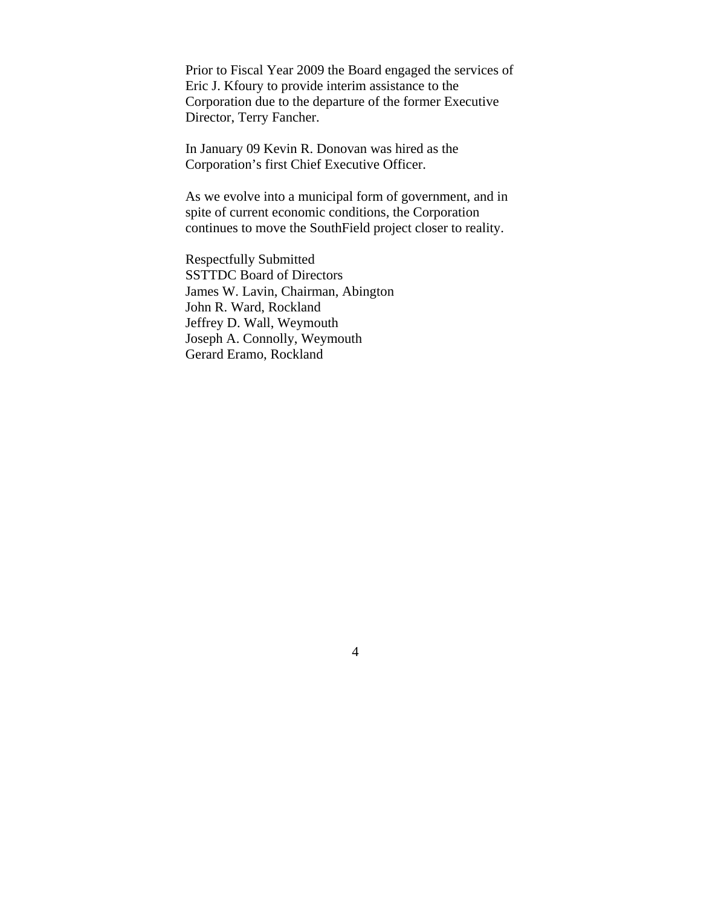Prior to Fiscal Year 2009 the Board engaged the services of Eric J. Kfoury to provide interim assistance to the Corporation due to the departure of the former Executive Director, Terry Fancher.

In January 09 Kevin R. Donovan was hired as the Corporation's first Chief Executive Officer.

As we evolve into a municipal form of government, and in spite of current economic conditions, the Corporation continues to move the SouthField project closer to reality.

Respectfully Submitted  
SSTTDC Board of Directors  
James W. Lavin, Chairman, Abington  
John R. Ward, Rockland  
Jeffrey D. Wall, Weymouth  
Joseph A. Connolly, Weymouth  
Gerard Eramo, Rockland